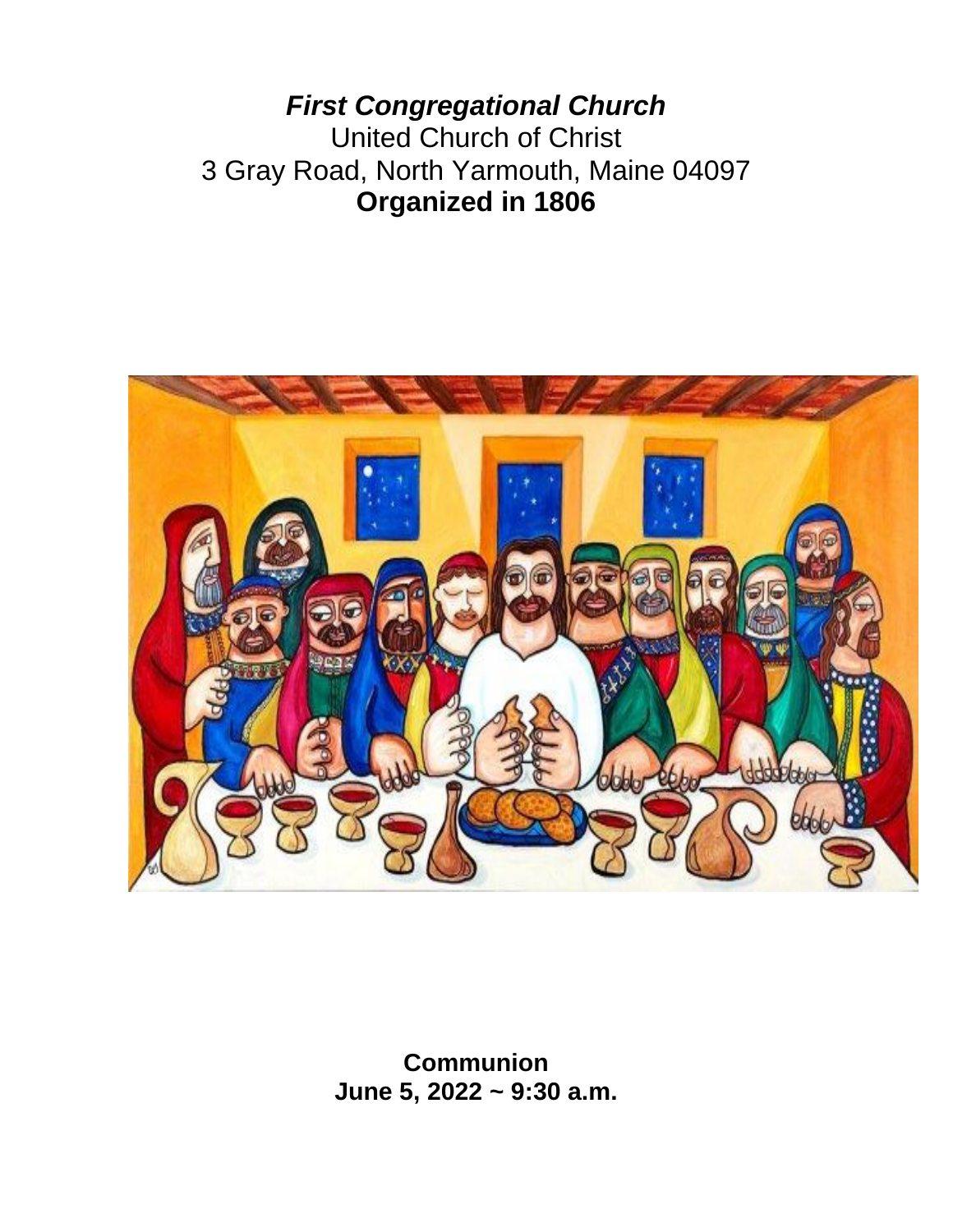# ***First Congregational Church***

United Church of Christ

3 Gray Road, North Yarmouth, Maine 04097

**Organized in 1806**

**Communion**

**June 5, 2022 ~ 9:30 a.m.**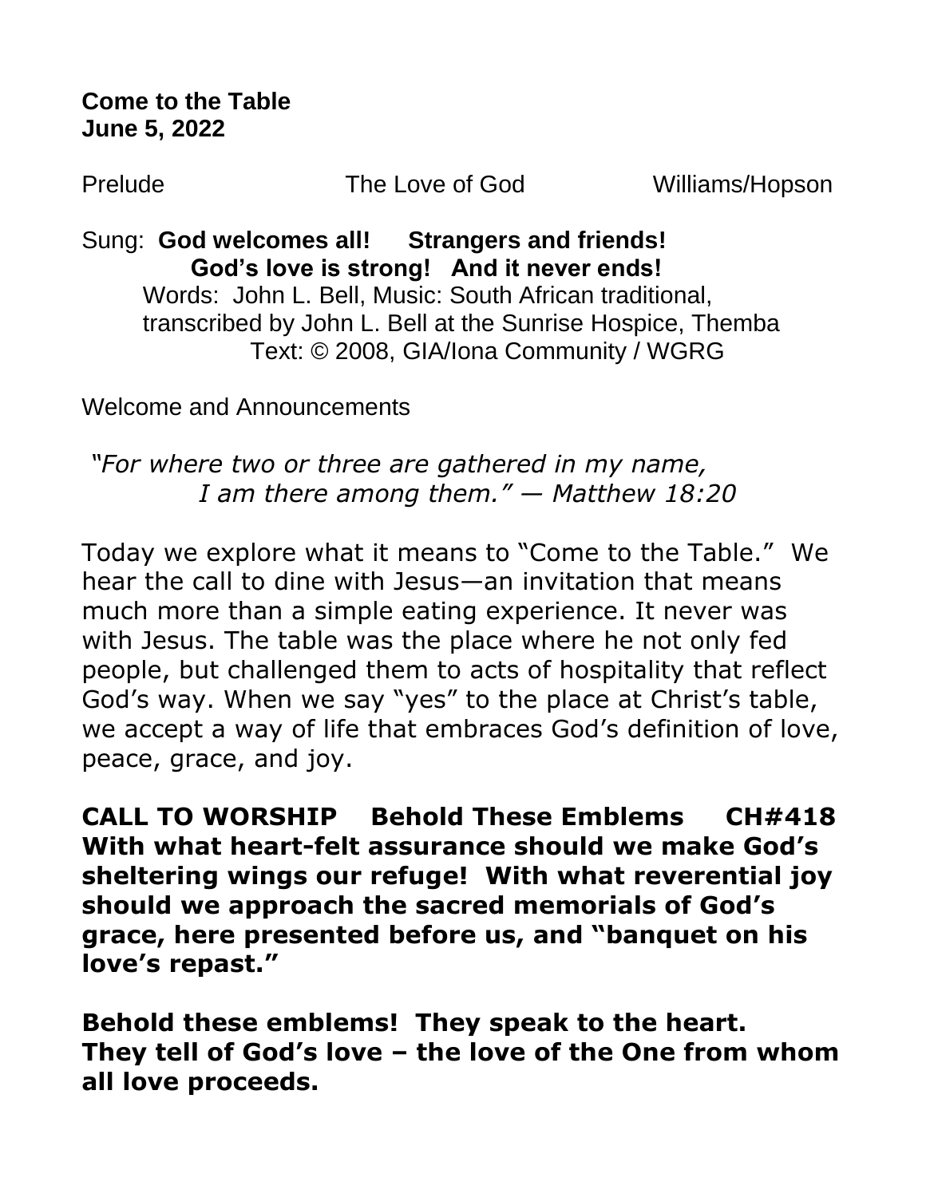**Come to the Table**
**June 5, 2022**

Prelude The Love of God Williams/Hopson

Sung: **God welcomes all! Strangers and friends!**
**God's love is strong! And it never ends!**
Words: John L. Bell, Music: South African traditional, transcribed by John L. Bell at the Sunrise Hospice, Themba
Text: © 2008, GIA/Iona Community / WGRG

Welcome and Announcements

*"For where two or three are gathered in my name, I am there among them." — Matthew 18:20*

Today we explore what it means to "Come to the Table." We hear the call to dine with Jesus—an invitation that means much more than a simple eating experience. It never was with Jesus. The table was the place where he not only fed people, but challenged them to acts of hospitality that reflect God's way. When we say "yes" to the place at Christ's table, we accept a way of life that embraces God's definition of love, peace, grace, and joy.

**CALL TO WORSHIP Behold These Emblems CH#418**
**With what heart-felt assurance should we make God's sheltering wings our refuge! With what reverential joy should we approach the sacred memorials of God's grace, here presented before us, and "banquet on his love's repast."**

**Behold these emblems! They speak to the heart. They tell of God's love – the love of the One from whom all love proceeds.**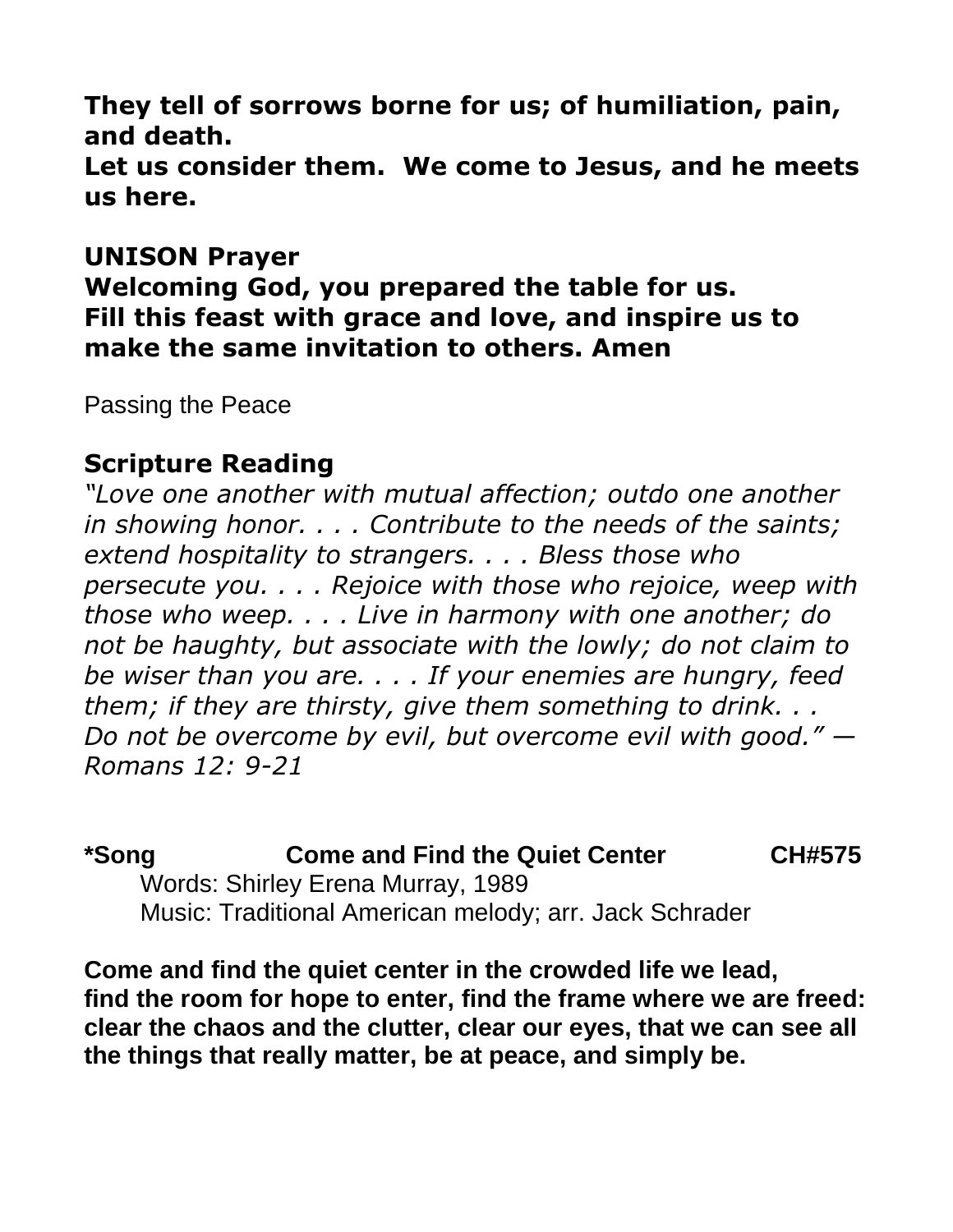**They tell of sorrows borne for us; of humiliation, pain, and death.**
**Let us consider them. We come to Jesus, and he meets us here.**

**UNISON Prayer**
**Welcoming God, you prepared the table for us.**
**Fill this feast with grace and love, and inspire us to make the same invitation to others. Amen**

Passing the Peace

**Scripture Reading**
*"Love one another with mutual affection; outdo one another in showing honor. . . . Contribute to the needs of the saints; extend hospitality to strangers. . . . Bless those who persecute you. . . . Rejoice with those who rejoice, weep with those who weep. . . . Live in harmony with one another; do not be haughty, but associate with the lowly; do not claim to be wiser than you are. . . . If your enemies are hungry, feed them; if they are thirsty, give them something to drink. . . Do not be overcome by evil, but overcome evil with good." — Romans 12: 9-21*

**\*Song Come and Find the Quiet Center CH#575**
Words: Shirley Erena Murray, 1989
Music: Traditional American melody; arr. Jack Schrader

**Come and find the quiet center in the crowded life we lead,**
**find the room for hope to enter, find the frame where we are freed:**
**clear the chaos and the clutter, clear our eyes, that we can see all the things that really matter, be at peace, and simply be.**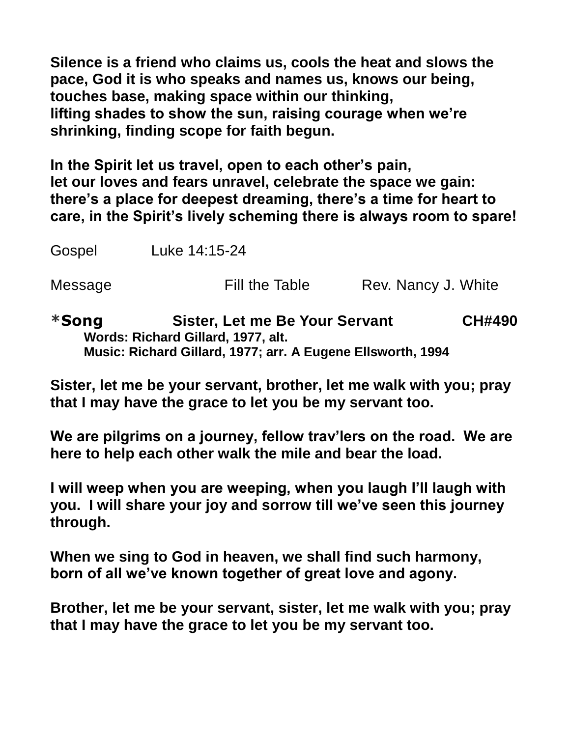**Silence is a friend who claims us, cools the heat and slows the pace, God it is who speaks and names us, knows our being, touches base, making space within our thinking,
lifting shades to show the sun, raising courage when we're shrinking, finding scope for faith begun.**

**In the Spirit let us travel, open to each other's pain,
let our loves and fears unravel, celebrate the space we gain:
there's a place for deepest dreaming, there's a time for heart to care, in the Spirit's lively scheming there is always room to spare!**

Gospel Luke 14:15-24

Message Fill the Table Rev. Nancy J. White

**\*Song Sister, Let me Be Your Servant CH#490**
**Words: Richard Gillard, 1977, alt.**
**Music: Richard Gillard, 1977; arr. A Eugene Ellsworth, 1994**

**Sister, let me be your servant, brother, let me walk with you; pray that I may have the grace to let you be my servant too.**

**We are pilgrims on a journey, fellow trav'lers on the road. We are here to help each other walk the mile and bear the load.**

**I will weep when you are weeping, when you laugh I'll laugh with you. I will share your joy and sorrow till we've seen this journey through.**

**When we sing to God in heaven, we shall find such harmony, born of all we've known together of great love and agony.**

**Brother, let me be your servant, sister, let me walk with you; pray that I may have the grace to let you be my servant too.**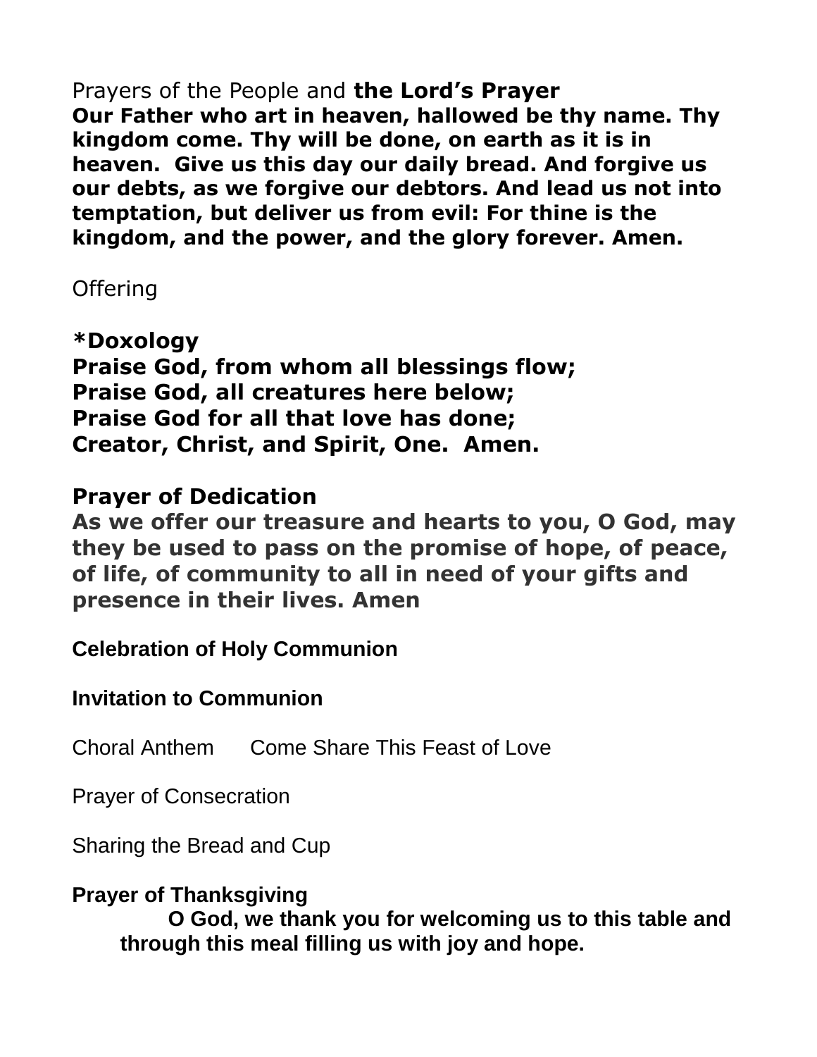Prayers of the People and **the Lord's Prayer**
**Our Father who art in heaven, hallowed be thy name. Thy kingdom come. Thy will be done, on earth as it is in heaven. Give us this day our daily bread. And forgive us our debts, as we forgive our debtors. And lead us not into temptation, but deliver us from evil: For thine is the kingdom, and the power, and the glory forever. Amen.**

Offering

**\*Doxology**
**Praise God, from whom all blessings flow;**
**Praise God, all creatures here below;**
**Praise God for all that love has done;**
**Creator, Christ, and Spirit, One. Amen.**

**Prayer of Dedication**
**As we offer our treasure and hearts to you, O God, may they be used to pass on the promise of hope, of peace, of life, of community to all in need of your gifts and presence in their lives. Amen**

**Celebration of Holy Communion**

**Invitation to Communion**

Choral Anthem Come Share This Feast of Love

Prayer of Consecration

Sharing the Bread and Cup

**Prayer of Thanksgiving**
**O God, we thank you for welcoming us to this table and through this meal filling us with joy and hope.**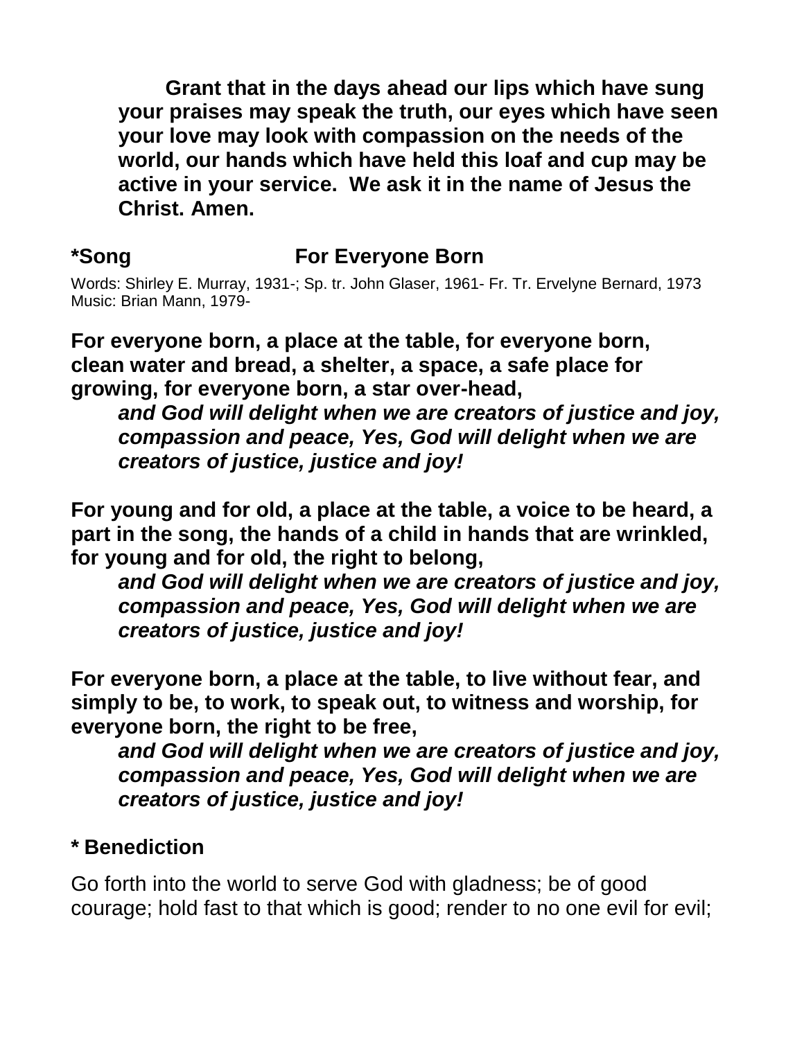**Grant that in the days ahead our lips which have sung your praises may speak the truth, our eyes which have seen your love may look with compassion on the needs of the world, our hands which have held this loaf and cup may be active in your service. We ask it in the name of Jesus the Christ. Amen.**

## *Song — For Everyone Born

Words: Shirley E. Murray, 1931-; Sp. tr. John Glaser, 1961- Fr. Tr. Ervelyne Bernard, 1973
Music: Brian Mann, 1979-

**For everyone born, a place at the table, for everyone born, clean water and bread, a shelter, a space, a safe place for growing, for everyone born, a star over-head,**

> ***and God will delight when we are creators of justice and joy, compassion and peace, Yes, God will delight when we are creators of justice, justice and joy!***

**For young and for old, a place at the table, a voice to be heard, a part in the song, the hands of a child in hands that are wrinkled, for young and for old, the right to belong,**

> ***and God will delight when we are creators of justice and joy, compassion and peace, Yes, God will delight when we are creators of justice, justice and joy!***

**For everyone born, a place at the table, to live without fear, and simply to be, to work, to speak out, to witness and worship, for everyone born, the right to be free,**

> ***and God will delight when we are creators of justice and joy, compassion and peace, Yes, God will delight when we are creators of justice, justice and joy!***

## * Benediction

Go forth into the world to serve God with gladness; be of good courage; hold fast to that which is good; render to no one evil for evil;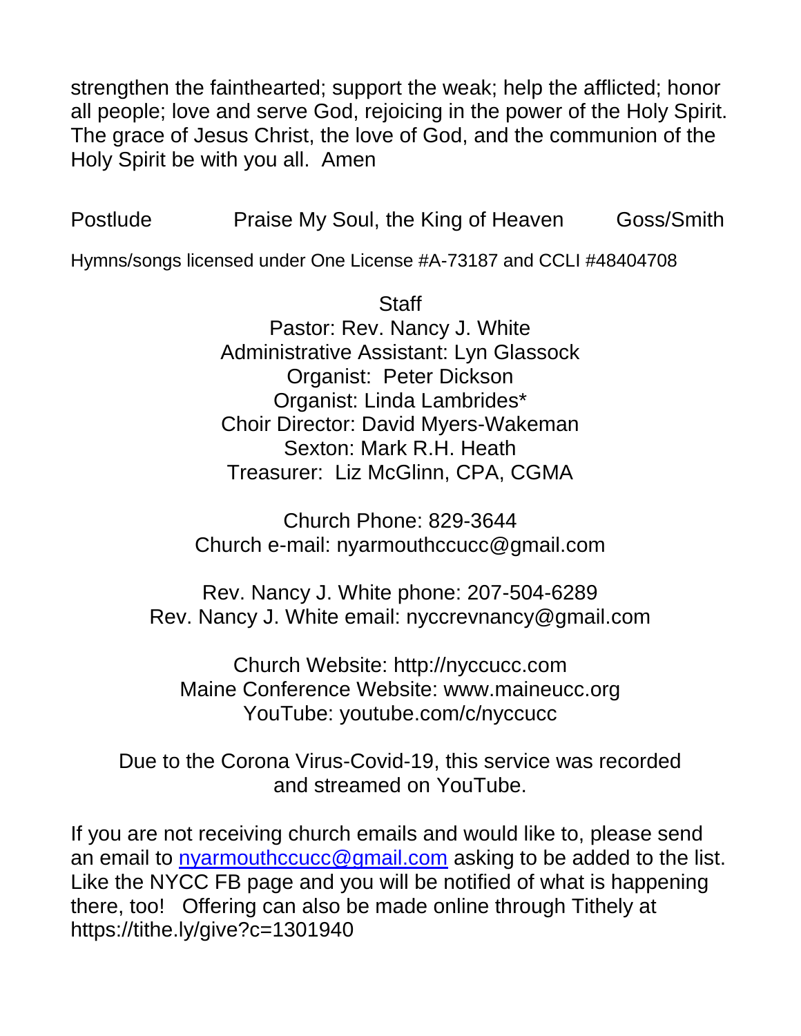strengthen the fainthearted; support the weak; help the afflicted; honor all people; love and serve God, rejoicing in the power of the Holy Spirit. The grace of Jesus Christ, the love of God, and the communion of the Holy Spirit be with you all. Amen

Postlude Praise My Soul, the King of Heaven Goss/Smith

Hymns/songs licensed under One License #A-73187 and CCLI #48404708

Staff
Pastor: Rev. Nancy J. White
Administrative Assistant: Lyn Glassock
Organist: Peter Dickson
Organist: Linda Lambrides*
Choir Director: David Myers-Wakeman
Sexton: Mark R.H. Heath
Treasurer: Liz McGlinn, CPA, CGMA

Church Phone: 829-3644
Church e-mail: nyarmouthccucc@gmail.com

Rev. Nancy J. White phone: 207-504-6289
Rev. Nancy J. White email: nyccrevnancy@gmail.com

Church Website: http://nyccucc.com
Maine Conference Website: www.maineucc.org
YouTube: youtube.com/c/nyccucc

Due to the Corona Virus-Covid-19, this service was recorded and streamed on YouTube.

If you are not receiving church emails and would like to, please send an email to nyarmouthccucc@gmail.com asking to be added to the list. Like the NYCC FB page and you will be notified of what is happening there, too! Offering can also be made online through Tithely at https://tithe.ly/give?c=1301940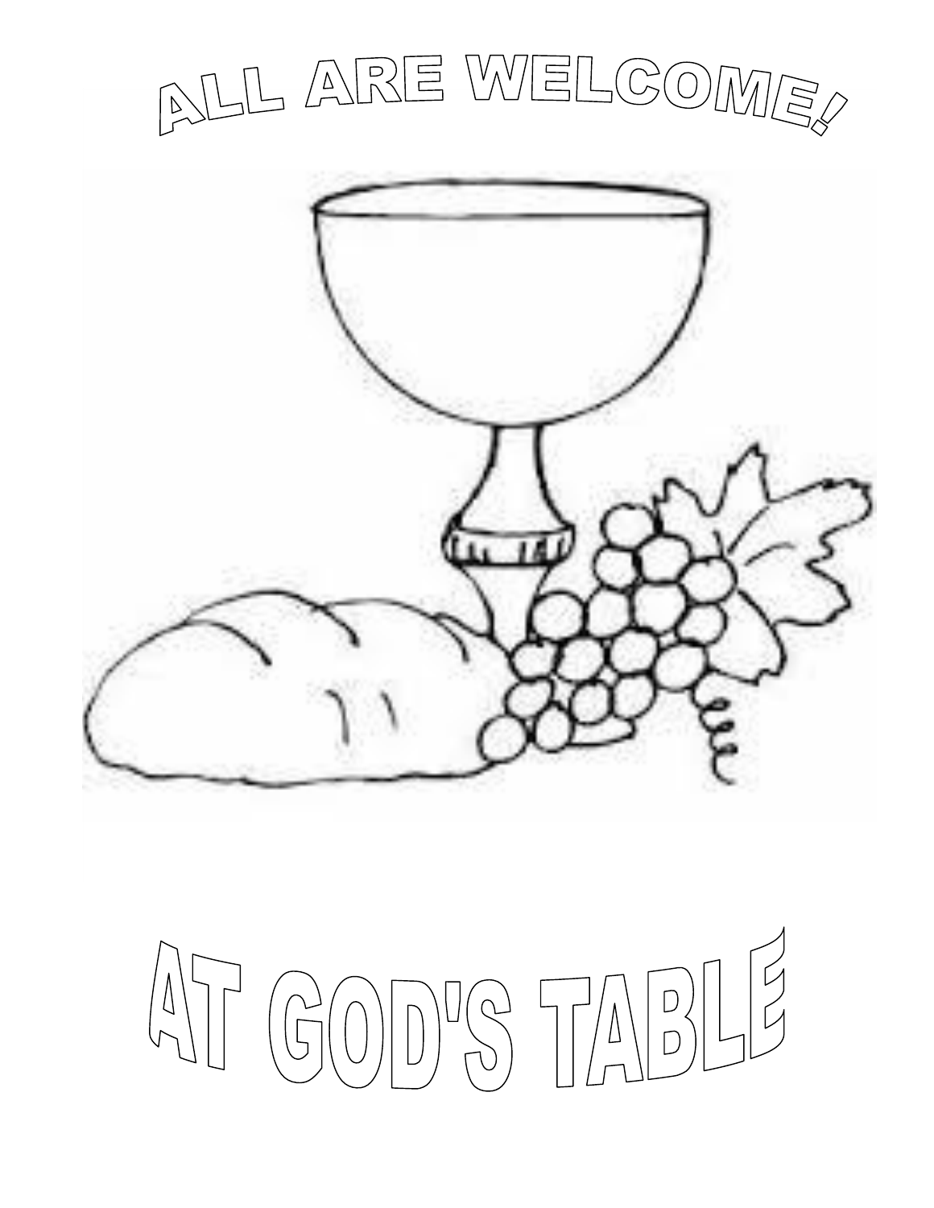ALL ARE WELCOME!

AT GOD'S TABLE